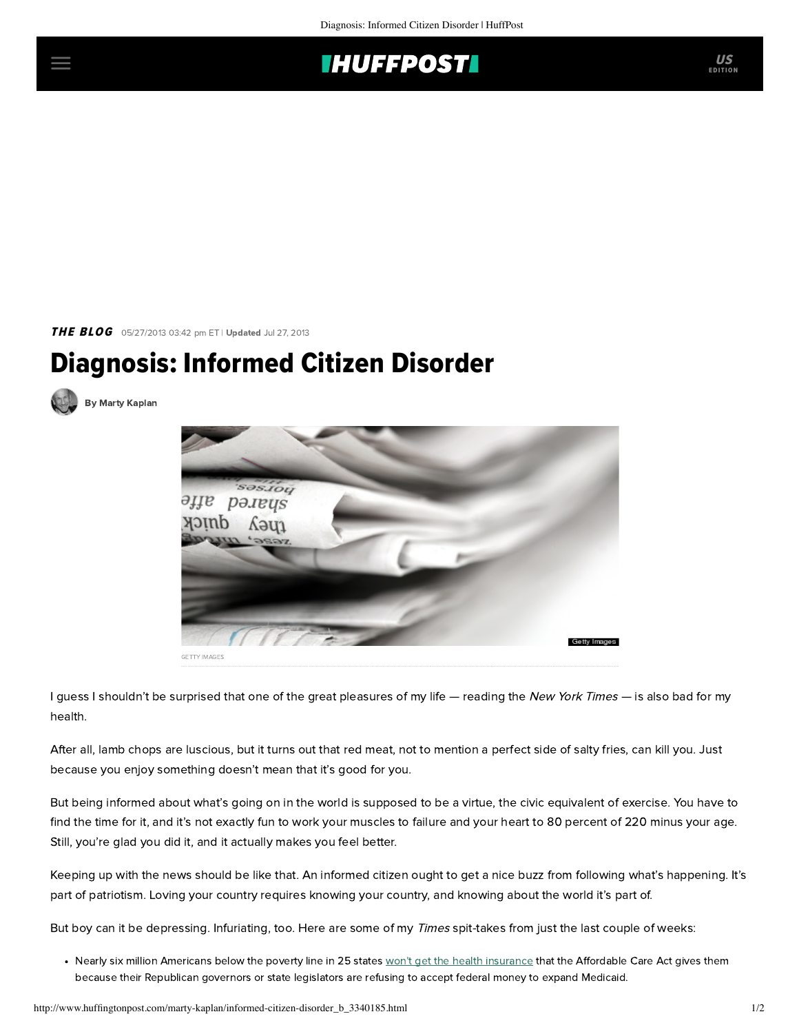THE BLOG 05/27/2013 03:42 pm ET | Updated Jul 27, 2013

# Diagnosis: Informed Citizen Disorder

By Marty Kaplan

GETTY IMAGES

I guess I shouldn't be surprised that one of the great pleasures of my life — reading the *New York Times* — is also bad for my health.

After all, lamb chops are luscious, but it turns out that red meat, not to mention a perfect side of salty fries, can kill you. Just because you enjoy something doesn't mean that it's good for you.

But being informed about what's going on in the world is supposed to be a virtue, the civic equivalent of exercise. You have to find the time for it, and it's not exactly fun to work your muscles to failure and your heart to 80 percent of 220 minus your age. Still, you're glad you did it, and it actually makes you feel better.

Keeping up with the news should be like that. An informed citizen ought to get a nice buzz from following what's happening. It's part of patriotism. Loving your country requires knowing your country, and knowing about the world it's part of.

But boy can it be depressing. Infuriating, too. Here are some of my *Times* spit-takes from just the last couple of weeks:

- Nearly six million Americans below the poverty line in 25 states won't get the health insurance that the Affordable Care Act gives them because their Republican governors or state legislators are refusing to accept federal money to expand Medicaid.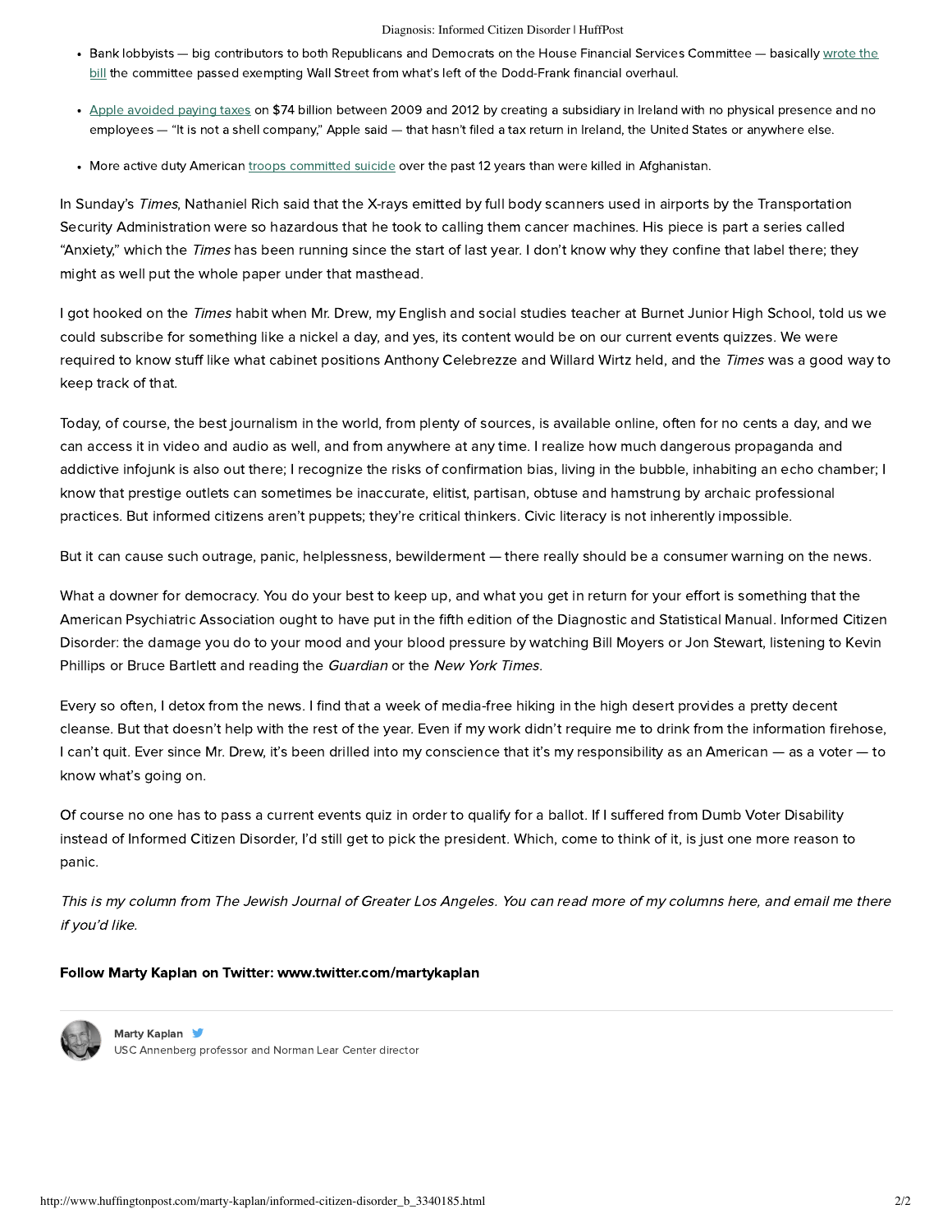- Bank lobbyists — big contributors to both Republicans and Democrats on the House Financial Services Committee — basically wrote the bill the committee passed exempting Wall Street from what's left of the Dodd-Frank financial overhaul.
- Apple avoided paying taxes on $74 billion between 2009 and 2012 by creating a subsidiary in Ireland with no physical presence and no employees — "It is not a shell company," Apple said — that hasn't filed a tax return in Ireland, the United States or anywhere else.
- More active duty American troops committed suicide over the past 12 years than were killed in Afghanistan.

In Sunday's *Times*, Nathaniel Rich said that the X-rays emitted by full body scanners used in airports by the Transportation Security Administration were so hazardous that he took to calling them cancer machines. His piece is part a series called "Anxiety," which the *Times* has been running since the start of last year. I don't know why they confine that label there; they might as well put the whole paper under that masthead.

I got hooked on the *Times* habit when Mr. Drew, my English and social studies teacher at Burnet Junior High School, told us we could subscribe for something like a nickel a day, and yes, its content would be on our current events quizzes. We were required to know stuff like what cabinet positions Anthony Celebrezze and Willard Wirtz held, and the *Times* was a good way to keep track of that.

Today, of course, the best journalism in the world, from plenty of sources, is available online, often for no cents a day, and we can access it in video and audio as well, and from anywhere at any time. I realize how much dangerous propaganda and addictive infojunk is also out there; I recognize the risks of confirmation bias, living in the bubble, inhabiting an echo chamber; I know that prestige outlets can sometimes be inaccurate, elitist, partisan, obtuse and hamstrung by archaic professional practices. But informed citizens aren't puppets; they're critical thinkers. Civic literacy is not inherently impossible.

But it can cause such outrage, panic, helplessness, bewilderment — there really should be a consumer warning on the news.

What a downer for democracy. You do your best to keep up, and what you get in return for your effort is something that the American Psychiatric Association ought to have put in the fifth edition of the Diagnostic and Statistical Manual. Informed Citizen Disorder: the damage you do to your mood and your blood pressure by watching Bill Moyers or Jon Stewart, listening to Kevin Phillips or Bruce Bartlett and reading the *Guardian* or the *New York Times*.

Every so often, I detox from the news. I find that a week of media-free hiking in the high desert provides a pretty decent cleanse. But that doesn't help with the rest of the year. Even if my work didn't require me to drink from the information firehose, I can't quit. Ever since Mr. Drew, it's been drilled into my conscience that it's my responsibility as an American — as a voter — to know what's going on.

Of course no one has to pass a current events quiz in order to qualify for a ballot. If I suffered from Dumb Voter Disability instead of Informed Citizen Disorder, I'd still get to pick the president. Which, come to think of it, is just one more reason to panic.

*This is my column from The Jewish Journal of Greater Los Angeles. You can read more of my columns here, and email me there if you'd like.*

**Follow Marty Kaplan on Twitter: www.twitter.com/martykaplan**

---

Marty Kaplan
USC Annenberg professor and Norman Lear Center director